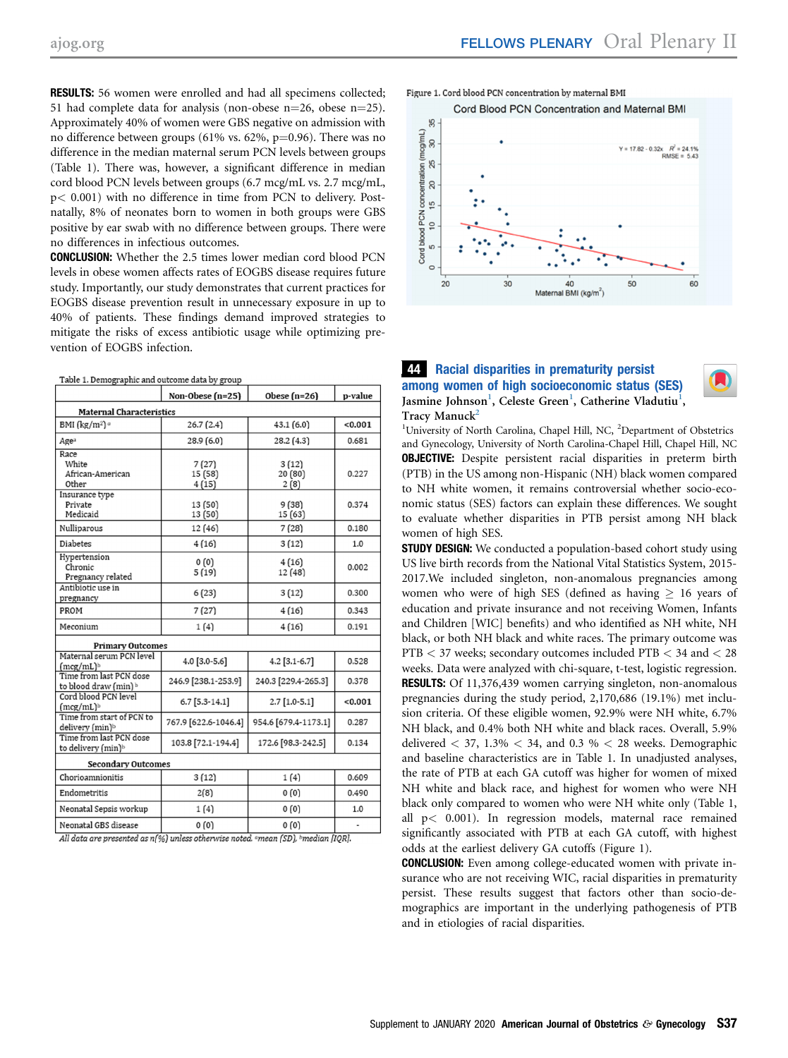**RESULTS:** 56 women were enrolled and had all specimens collected; 51 had complete data for analysis (non-obese n=26, obese n=25). Approximately 40% of women were GBS negative on admission with no difference between groups (61% vs. 62%, p=0.96). There was no difference in the median maternal serum PCN levels between groups (Table 1). There was, however, a significant difference in median cord blood PCN levels between groups (6.7 mcg/mL vs. 2.7 mcg/mL, p< 0.001) with no difference in time from PCN to delivery. Postnatally, 8% of neonates born to women in both groups were GBS positive by ear swab with no difference between groups. There were no differences in infectious outcomes.

**CONCLUSION:** Whether the 2.5 times lower median cord blood PCN levels in obese women affects rates of EOGBS disease requires future study. Importantly, our study demonstrates that current practices for EOGBS disease prevention result in unnecessary exposure in up to 40% of patients. These findings demand improved strategies to mitigate the risks of excess antibiotic usage while optimizing prevention of EOGBS infection.

Table 1. Demographic and outcome data by group

| | Non-Obese (n=25) | Obese (n=26) | p-value |
|---|---|---|---|
| **Maternal Characteristics** | | | |
| BMI (kg/m²)[a] | 26.7 (2.4) | 43.1 (6.0) | **<0.001** |
| Age[a] | 28.9 (6.0) | 28.2 (4.3) | 0.681 |
| Race<br>White<br>African-American<br>Other | <br>7 (27)<br>15 (58)<br>4 (15) | <br>3 (12)<br>20 (80)<br>2 (8) | 0.227 |
| Insurance type<br>Private<br>Medicaid | <br>13 (50)<br>13 (50) | <br>9 (38)<br>15 (63) | 0.374 |
| Nulliparous | 12 (46) | 7 (28) | 0.180 |
| Diabetes | 4 (16) | 3 (12) | 1.0 |
| Hypertension<br>Chronic<br>Pregnancy related | <br>0 (0)<br>5 (19) | <br>4 (16)<br>12 (48) | 0.002 |
| Antibiotic use in pregnancy | 6 (23) | 3 (12) | 0.300 |
| PROM | 7 (27) | 4 (16) | 0.343 |
| Meconium | 1 (4) | 4 (16) | 0.191 |
| **Primary Outcomes** | | | |
| Maternal serum PCN level (mcg/mL)[b] | 4.0 [3.0-5.6] | 4.2 [3.1-6.7] | 0.528 |
| Time from last PCN dose to blood draw (min)[b] | 246.9 [238.1-253.9] | 240.3 [229.4-265.3] | 0.378 |
| Cord blood PCN level (mcg/mL)[b] | 6.7 [5.3-14.1] | 2.7 [1.0-5.1] | **<0.001** |
| Time from start of PCN to delivery (min)[b] | 767.9 [622.6-1046.4] | 954.6 [679.4-1173.1] | 0.287 |
| Time from last PCN dose to delivery (min)[b] | 103.8 [72.1-194.4] | 172.6 [98.3-242.5] | 0.134 |
| **Secondary Outcomes** | | | |
| Chorioamnionitis | 3 (12) | 1 (4) | 0.609 |
| Endometritis | 2(8) | 0 (0) | 0.490 |
| Neonatal Sepsis workup | 1 (4) | 0 (0) | 1.0 |
| Neonatal GBS disease | 0 (0) | 0 (0) | - |

*All data are presented as n(%) unless otherwise noted. [a]mean (SD), [b]median [IQR].*

Figure 1. Cord blood PCN concentration by maternal BMI

## 44 Racial disparities in prematurity persist among women of high socioeconomic status (SES)

Jasmine Johnson[1], Celeste Green[1], Catherine Vladutiu[1], Tracy Manuck[2]

[1]University of North Carolina, Chapel Hill, NC, [2]Department of Obstetrics and Gynecology, University of North Carolina-Chapel Hill, Chapel Hill, NC

**OBJECTIVE:** Despite persistent racial disparities in preterm birth (PTB) in the US among non-Hispanic (NH) black women compared to NH white women, it remains controversial whether socio-economic status (SES) factors can explain these differences. We sought to evaluate whether disparities in PTB persist among NH black women of high SES.

**STUDY DESIGN:** We conducted a population-based cohort study using US live birth records from the National Vital Statistics System, 2015-2017.We included singleton, non-anomalous pregnancies among women who were of high SES (defined as having ≥ 16 years of education and private insurance and not receiving Women, Infants and Children [WIC] benefits) and who identified as NH white, NH black, or both NH black and white races. The primary outcome was PTB < 37 weeks; secondary outcomes included PTB < 34 and < 28 weeks. Data were analyzed with chi-square, t-test, logistic regression.

**RESULTS:** Of 11,376,439 women carrying singleton, non-anomalous pregnancies during the study period, 2,170,686 (19.1%) met inclusion criteria. Of these eligible women, 92.9% were NH white, 6.7% NH black, and 0.4% both NH white and black races. Overall, 5.9% delivered < 37, 1.3% < 34, and 0.3 % < 28 weeks. Demographic and baseline characteristics are in Table 1. In unadjusted analyses, the rate of PTB at each GA cutoff was higher for women of mixed NH white and black race, and highest for women who were NH black only compared to women who were NH white only (Table 1, all p< 0.001). In regression models, maternal race remained significantly associated with PTB at each GA cutoff, with highest odds at the earliest delivery GA cutoffs (Figure 1).

**CONCLUSION:** Even among college-educated women with private insurance who are not receiving WIC, racial disparities in prematurity persist. These results suggest that factors other than socio-demographics are important in the underlying pathogenesis of PTB and in etiologies of racial disparities.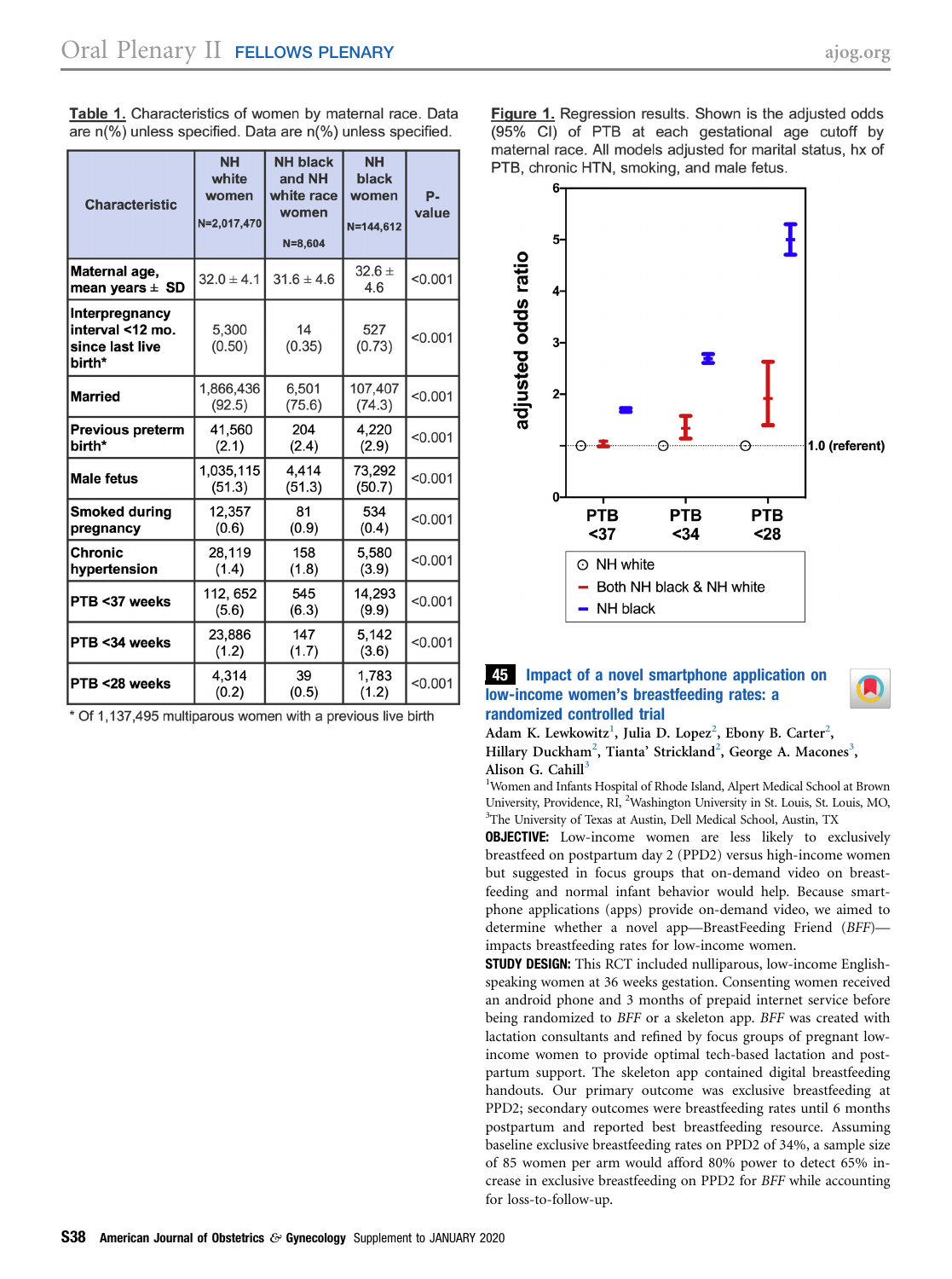**Table 1.** Characteristics of women by maternal race. Data are n(%) unless specified. Data are n(%) unless specified.

| Characteristic | NH white women N=2,017,470 | NH black and NH white race women N=8,604 | NH black women N=144,612 | P-value |
|---|---|---|---|---|
| Maternal age, mean years ± SD | 32.0 ± 4.1 | 31.6 ± 4.6 | 32.6 ± 4.6 | <0.001 |
| Interpregnancy interval <12 mo. since last live birth* | 5,300 (0.50) | 14 (0.35) | 527 (0.73) | <0.001 |
| Married | 1,866,436 (92.5) | 6,501 (75.6) | 107,407 (74.3) | <0.001 |
| Previous preterm birth* | 41,560 (2.1) | 204 (2.4) | 4,220 (2.9) | <0.001 |
| Male fetus | 1,035,115 (51.3) | 4,414 (51.3) | 73,292 (50.7) | <0.001 |
| Smoked during pregnancy | 12,357 (0.6) | 81 (0.9) | 534 (0.4) | <0.001 |
| Chronic hypertension | 28,119 (1.4) | 158 (1.8) | 5,580 (3.9) | <0.001 |
| PTB <37 weeks | 112, 652 (5.6) | 545 (6.3) | 14,293 (9.9) | <0.001 |
| PTB <34 weeks | 23,886 (1.2) | 147 (1.7) | 5,142 (3.6) | <0.001 |
| PTB <28 weeks | 4,314 (0.2) | 39 (0.5) | 1,783 (1.2) | <0.001 |

\* Of 1,137,495 multiparous women with a previous live birth

**Figure 1.** Regression results. Shown is the adjusted odds (95% CI) of PTB at each gestational age cutoff by maternal race. All models adjusted for marital status, hx of PTB, chronic HTN, smoking, and male fetus.

adjusted odds ratio

0
1.0 (referent)
2
3
4
5
6

PTB <37
PTB <34
PTB <28

NH white
Both NH black & NH white
NH black

## 45 Impact of a novel smartphone application on low-income women's breastfeeding rates: a randomized controlled trial

Adam K. Lewkowitz[1], Julia D. Lopez[2], Ebony B. Carter[2], Hillary Duckham[2], Tianta' Strickland[2], George A. Macones[3], Alison G. Cahill[3]

[1]Women and Infants Hospital of Rhode Island, Alpert Medical School at Brown University, Providence, RI, [2]Washington University in St. Louis, St. Louis, MO, [3]The University of Texas at Austin, Dell Medical School, Austin, TX

**OBJECTIVE:** Low-income women are less likely to exclusively breastfeed on postpartum day 2 (PPD2) versus high-income women but suggested in focus groups that on-demand video on breastfeeding and normal infant behavior would help. Because smartphone applications (apps) provide on-demand video, we aimed to determine whether a novel app—BreastFeeding Friend (*BFF*)—impacts breastfeeding rates for low-income women.

**STUDY DESIGN:** This RCT included nulliparous, low-income English-speaking women at 36 weeks gestation. Consenting women received an android phone and 3 months of prepaid internet service before being randomized to *BFF* or a skeleton app. *BFF* was created with lactation consultants and refined by focus groups of pregnant low-income women to provide optimal tech-based lactation and postpartum support. The skeleton app contained digital breastfeeding handouts. Our primary outcome was exclusive breastfeeding at PPD2; secondary outcomes were breastfeeding rates until 6 months postpartum and reported best breastfeeding resource. Assuming baseline exclusive breastfeeding rates on PPD2 of 34%, a sample size of 85 women per arm would afford 80% power to detect 65% increase in exclusive breastfeeding on PPD2 for *BFF* while accounting for loss-to-follow-up.